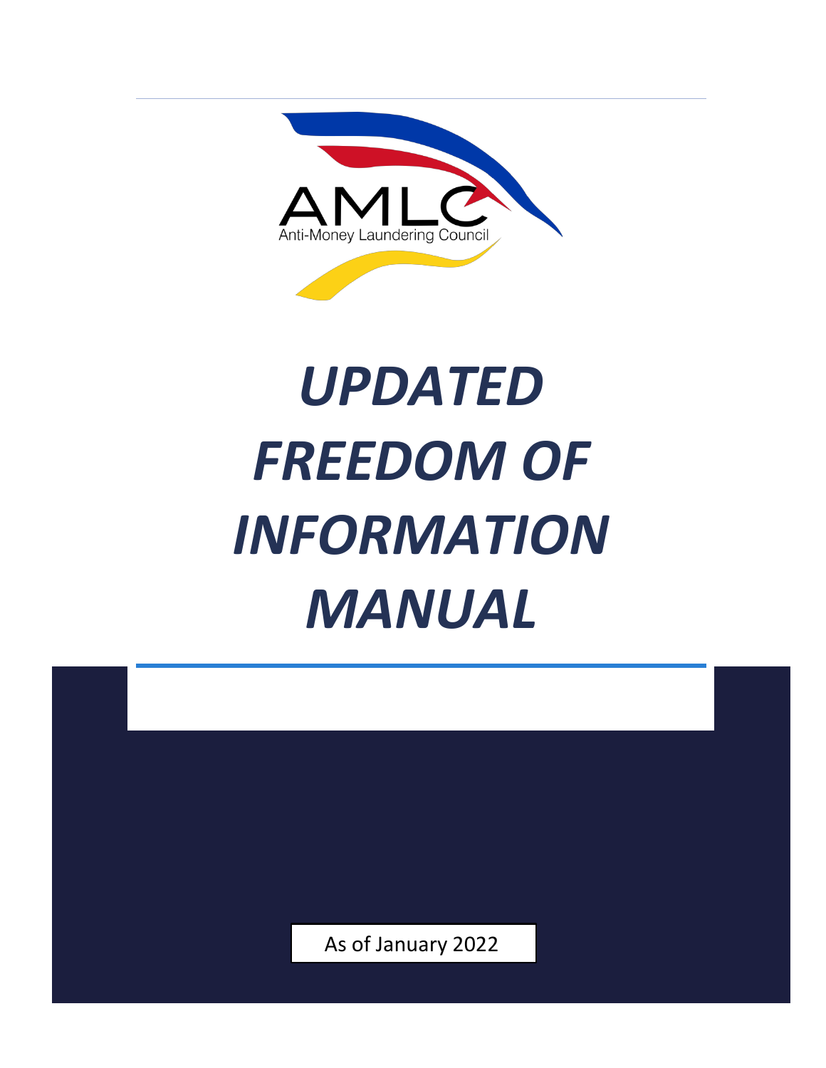AMLC

Anti-Money Laundering Council

# *UPDATED FREEDOM OF INFORMATION MANUAL*

As of January 2022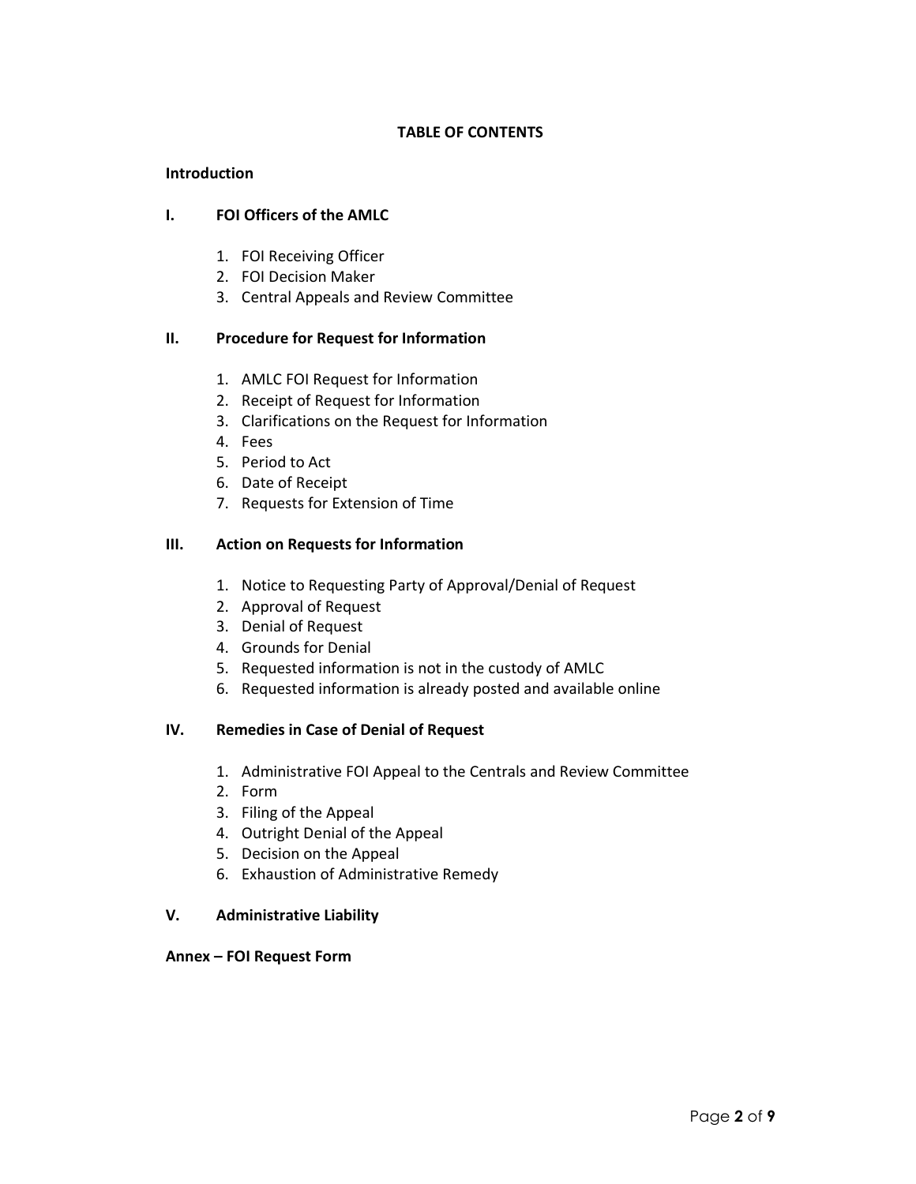# TABLE OF CONTENTS

**Introduction**

**I. FOI Officers of the AMLC**

1. FOI Receiving Officer
2. FOI Decision Maker
3. Central Appeals and Review Committee

**II. Procedure for Request for Information**

1. AMLC FOI Request for Information
2. Receipt of Request for Information
3. Clarifications on the Request for Information
4. Fees
5. Period to Act
6. Date of Receipt
7. Requests for Extension of Time

**III. Action on Requests for Information**

1. Notice to Requesting Party of Approval/Denial of Request
2. Approval of Request
3. Denial of Request
4. Grounds for Denial
5. Requested information is not in the custody of AMLC
6. Requested information is already posted and available online

**IV. Remedies in Case of Denial of Request**

1. Administrative FOI Appeal to the Centrals and Review Committee
2. Form
3. Filing of the Appeal
4. Outright Denial of the Appeal
5. Decision on the Appeal
6. Exhaustion of Administrative Remedy

**V. Administrative Liability**

**Annex – FOI Request Form**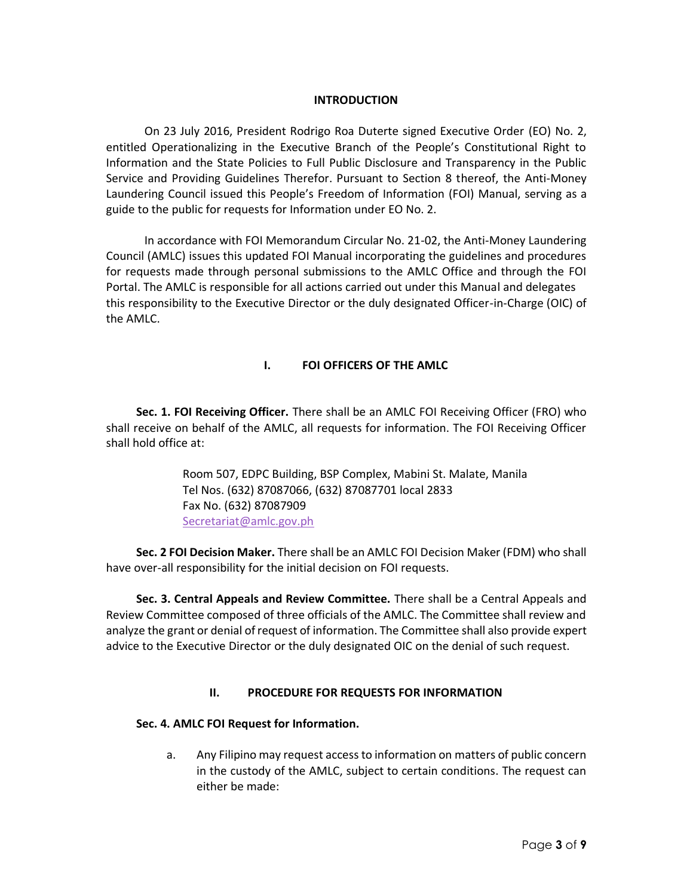## INTRODUCTION

On 23 July 2016, President Rodrigo Roa Duterte signed Executive Order (EO) No. 2, entitled Operationalizing in the Executive Branch of the People's Constitutional Right to Information and the State Policies to Full Public Disclosure and Transparency in the Public Service and Providing Guidelines Therefor. Pursuant to Section 8 thereof, the Anti-Money Laundering Council issued this People's Freedom of Information (FOI) Manual, serving as a guide to the public for requests for Information under EO No. 2.

In accordance with FOI Memorandum Circular No. 21-02, the Anti-Money Laundering Council (AMLC) issues this updated FOI Manual incorporating the guidelines and procedures for requests made through personal submissions to the AMLC Office and through the FOI Portal. The AMLC is responsible for all actions carried out under this Manual and delegates this responsibility to the Executive Director or the duly designated Officer-in-Charge (OIC) of the AMLC.

## I. FOI OFFICERS OF THE AMLC

**Sec. 1. FOI Receiving Officer.** There shall be an AMLC FOI Receiving Officer (FRO) who shall receive on behalf of the AMLC, all requests for information. The FOI Receiving Officer shall hold office at:

> Room 507, EDPC Building, BSP Complex, Mabini St. Malate, Manila
> Tel Nos. (632) 87087066, (632) 87087701 local 2833
> Fax No. (632) 87087909
> Secretariat@amlc.gov.ph

**Sec. 2 FOI Decision Maker.** There shall be an AMLC FOI Decision Maker (FDM) who shall have over-all responsibility for the initial decision on FOI requests.

**Sec. 3. Central Appeals and Review Committee.** There shall be a Central Appeals and Review Committee composed of three officials of the AMLC. The Committee shall review and analyze the grant or denial of request of information. The Committee shall also provide expert advice to the Executive Director or the duly designated OIC on the denial of such request.

## II. PROCEDURE FOR REQUESTS FOR INFORMATION

**Sec. 4. AMLC FOI Request for Information.**

a. Any Filipino may request access to information on matters of public concern in the custody of the AMLC, subject to certain conditions. The request can either be made: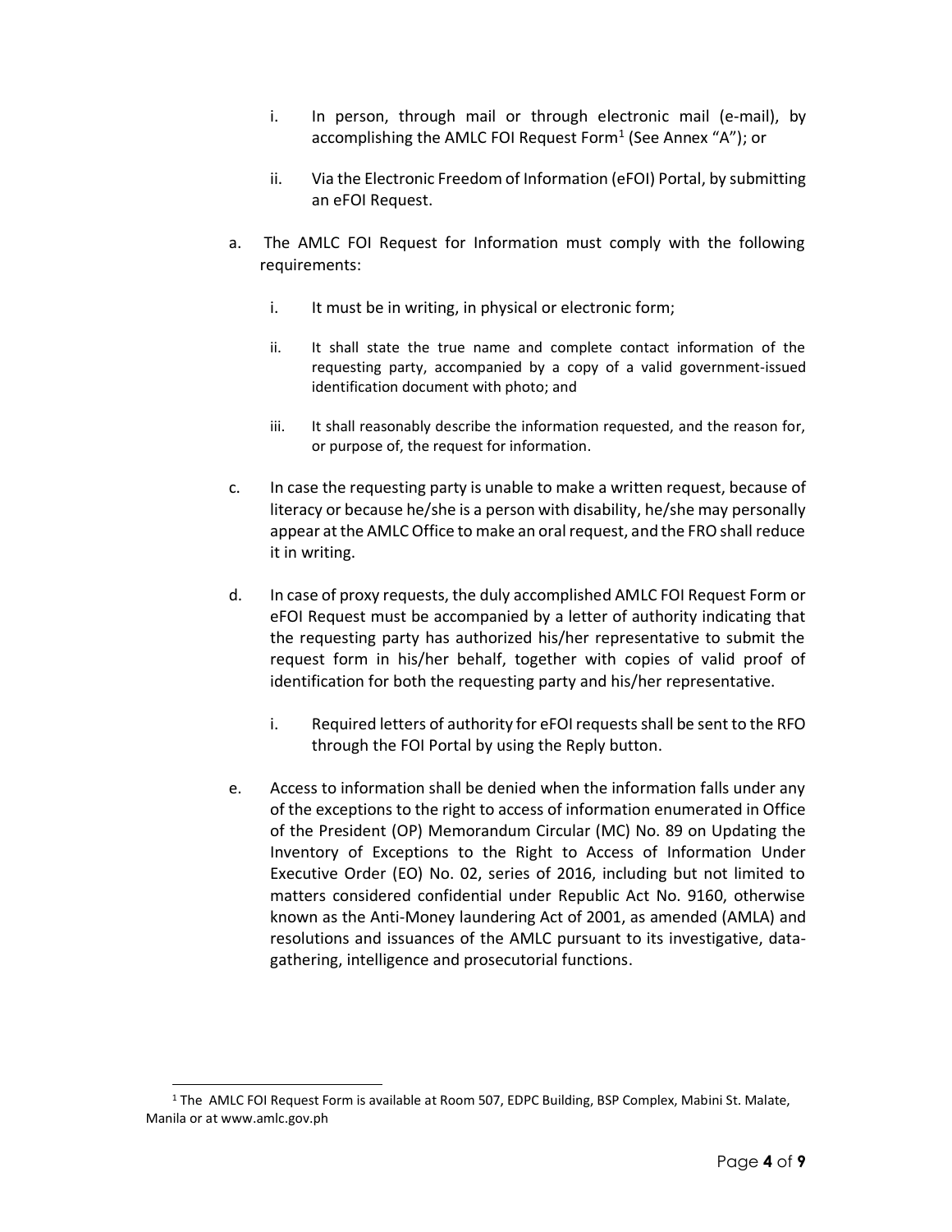i. In person, through mail or through electronic mail (e-mail), by accomplishing the AMLC FOI Request Form[1] (See Annex "A"); or

ii. Via the Electronic Freedom of Information (eFOI) Portal, by submitting an eFOI Request.

a. The AMLC FOI Request for Information must comply with the following requirements:

   i. It must be in writing, in physical or electronic form;

   ii. It shall state the true name and complete contact information of the requesting party, accompanied by a copy of a valid government-issued identification document with photo; and

   iii. It shall reasonably describe the information requested, and the reason for, or purpose of, the request for information.

c. In case the requesting party is unable to make a written request, because of literacy or because he/she is a person with disability, he/she may personally appear at the AMLC Office to make an oral request, and the FRO shall reduce it in writing.

d. In case of proxy requests, the duly accomplished AMLC FOI Request Form or eFOI Request must be accompanied by a letter of authority indicating that the requesting party has authorized his/her representative to submit the request form in his/her behalf, together with copies of valid proof of identification for both the requesting party and his/her representative.

   i. Required letters of authority for eFOI requests shall be sent to the RFO through the FOI Portal by using the Reply button.

e. Access to information shall be denied when the information falls under any of the exceptions to the right to access of information enumerated in Office of the President (OP) Memorandum Circular (MC) No. 89 on Updating the Inventory of Exceptions to the Right to Access of Information Under Executive Order (EO) No. 02, series of 2016, including but not limited to matters considered confidential under Republic Act No. 9160, otherwise known as the Anti-Money laundering Act of 2001, as amended (AMLA) and resolutions and issuances of the AMLC pursuant to its investigative, data-gathering, intelligence and prosecutorial functions.

[1] The AMLC FOI Request Form is available at Room 507, EDPC Building, BSP Complex, Mabini St. Malate, Manila or at www.amlc.gov.ph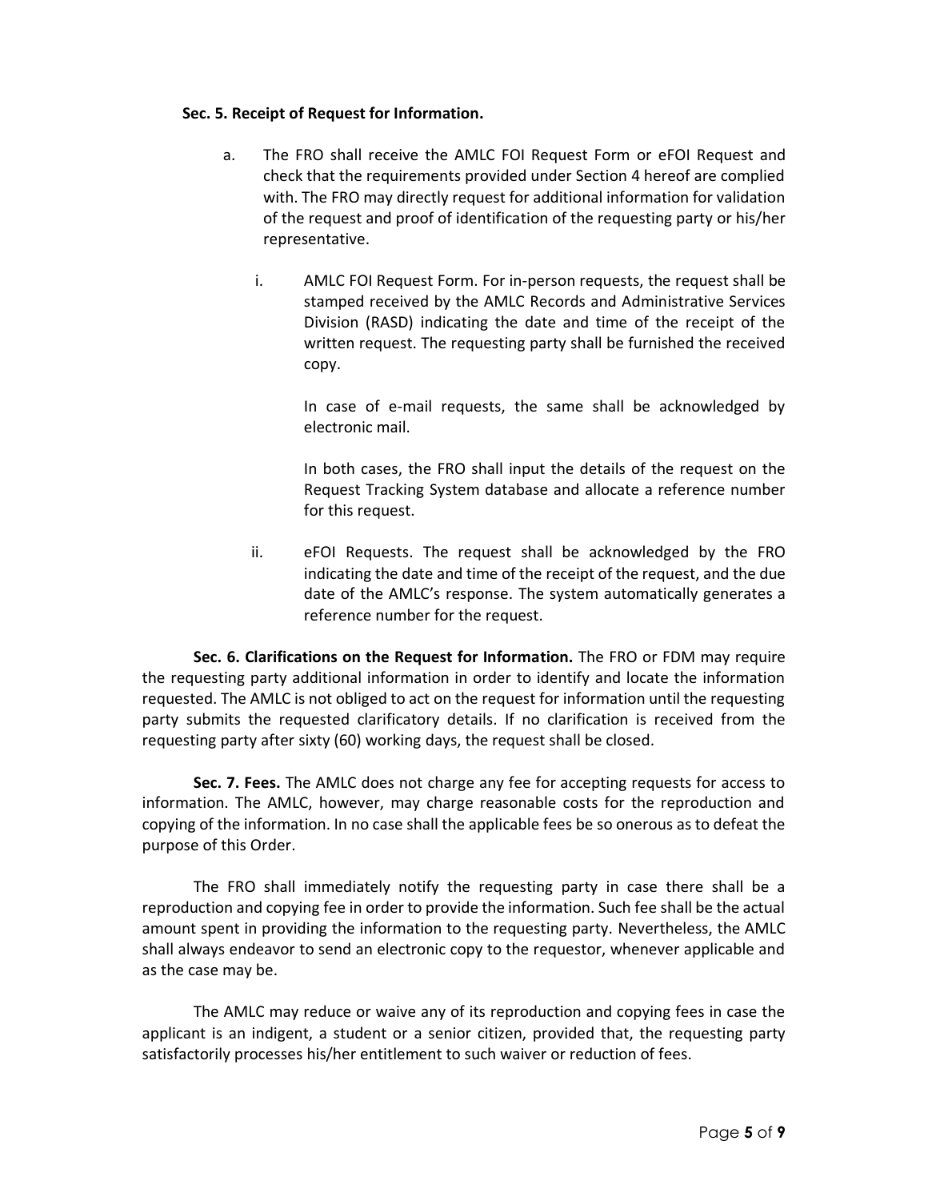**Sec. 5. Receipt of Request for Information.**

a. The FRO shall receive the AMLC FOI Request Form or eFOI Request and check that the requirements provided under Section 4 hereof are complied with. The FRO may directly request for additional information for validation of the request and proof of identification of the requesting party or his/her representative.

   i. AMLC FOI Request Form. For in-person requests, the request shall be stamped received by the AMLC Records and Administrative Services Division (RASD) indicating the date and time of the receipt of the written request. The requesting party shall be furnished the received copy.

      In case of e-mail requests, the same shall be acknowledged by electronic mail.

      In both cases, the FRO shall input the details of the request on the Request Tracking System database and allocate a reference number for this request.

   ii. eFOI Requests. The request shall be acknowledged by the FRO indicating the date and time of the receipt of the request, and the due date of the AMLC's response. The system automatically generates a reference number for the request.

**Sec. 6. Clarifications on the Request for Information.** The FRO or FDM may require the requesting party additional information in order to identify and locate the information requested. The AMLC is not obliged to act on the request for information until the requesting party submits the requested clarificatory details. If no clarification is received from the requesting party after sixty (60) working days, the request shall be closed.

**Sec. 7. Fees.** The AMLC does not charge any fee for accepting requests for access to information. The AMLC, however, may charge reasonable costs for the reproduction and copying of the information. In no case shall the applicable fees be so onerous as to defeat the purpose of this Order.

The FRO shall immediately notify the requesting party in case there shall be a reproduction and copying fee in order to provide the information. Such fee shall be the actual amount spent in providing the information to the requesting party. Nevertheless, the AMLC shall always endeavor to send an electronic copy to the requestor, whenever applicable and as the case may be.

The AMLC may reduce or waive any of its reproduction and copying fees in case the applicant is an indigent, a student or a senior citizen, provided that, the requesting party satisfactorily processes his/her entitlement to such waiver or reduction of fees.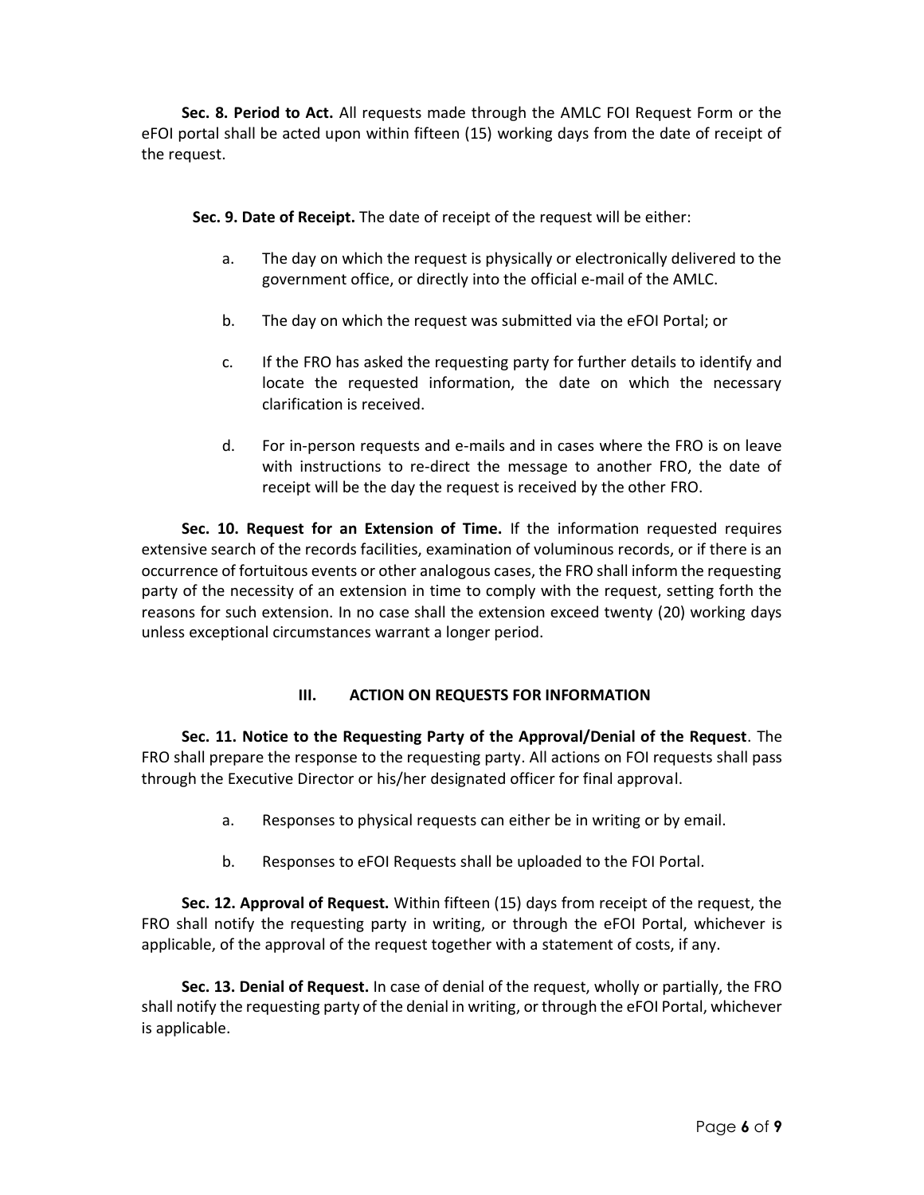**Sec. 8. Period to Act.** All requests made through the AMLC FOI Request Form or the eFOI portal shall be acted upon within fifteen (15) working days from the date of receipt of the request.

**Sec. 9. Date of Receipt.** The date of receipt of the request will be either:

a. The day on which the request is physically or electronically delivered to the government office, or directly into the official e-mail of the AMLC.

b. The day on which the request was submitted via the eFOI Portal; or

c. If the FRO has asked the requesting party for further details to identify and locate the requested information, the date on which the necessary clarification is received.

d. For in-person requests and e-mails and in cases where the FRO is on leave with instructions to re-direct the message to another FRO, the date of receipt will be the day the request is received by the other FRO.

**Sec. 10. Request for an Extension of Time.** If the information requested requires extensive search of the records facilities, examination of voluminous records, or if there is an occurrence of fortuitous events or other analogous cases, the FRO shall inform the requesting party of the necessity of an extension in time to comply with the request, setting forth the reasons for such extension. In no case shall the extension exceed twenty (20) working days unless exceptional circumstances warrant a longer period.

## III. ACTION ON REQUESTS FOR INFORMATION

**Sec. 11. Notice to the Requesting Party of the Approval/Denial of the Request**. The FRO shall prepare the response to the requesting party. All actions on FOI requests shall pass through the Executive Director or his/her designated officer for final approval.

a. Responses to physical requests can either be in writing or by email.

b. Responses to eFOI Requests shall be uploaded to the FOI Portal.

**Sec. 12. Approval of Request.** Within fifteen (15) days from receipt of the request, the FRO shall notify the requesting party in writing, or through the eFOI Portal, whichever is applicable, of the approval of the request together with a statement of costs, if any.

**Sec. 13. Denial of Request.** In case of denial of the request, wholly or partially, the FRO shall notify the requesting party of the denial in writing, or through the eFOI Portal, whichever is applicable.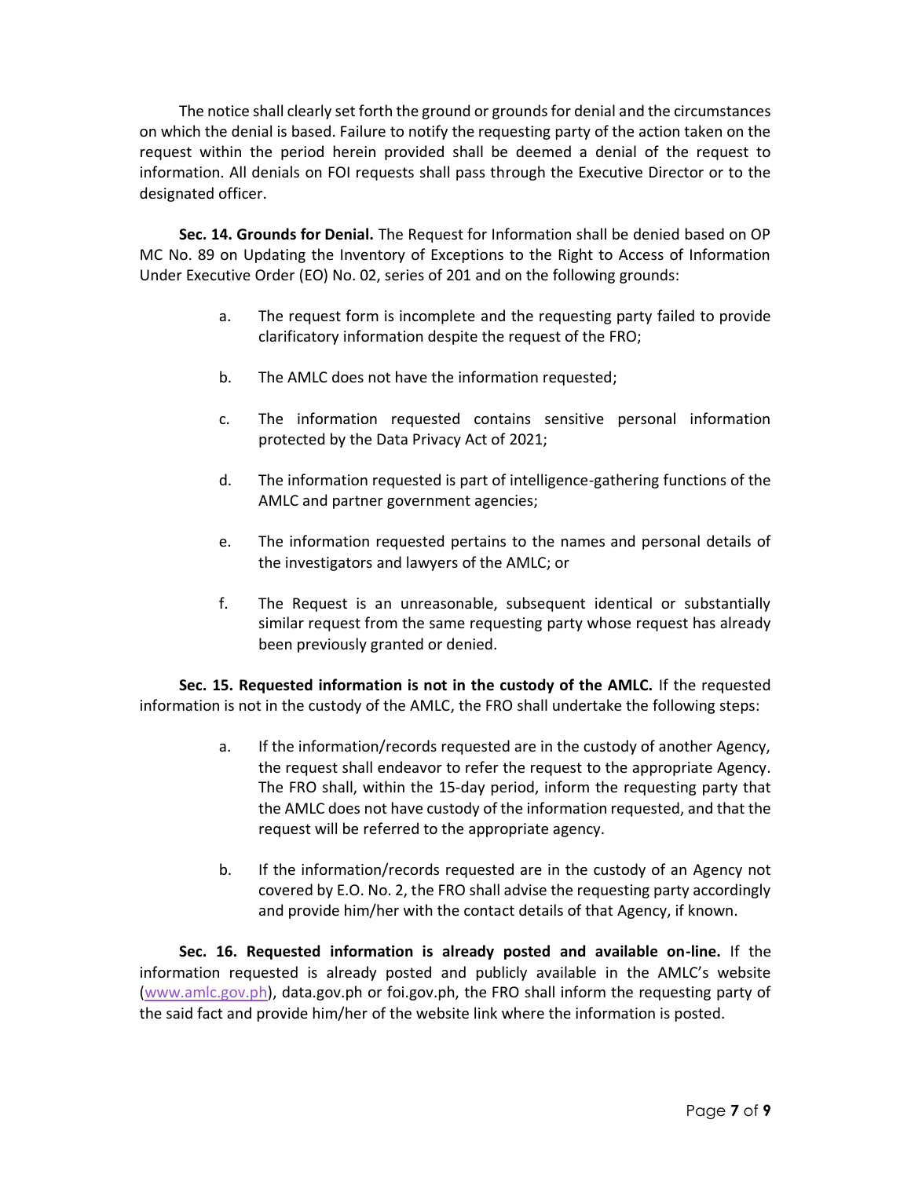The notice shall clearly set forth the ground or grounds for denial and the circumstances on which the denial is based. Failure to notify the requesting party of the action taken on the request within the period herein provided shall be deemed a denial of the request to information. All denials on FOI requests shall pass through the Executive Director or to the designated officer.

**Sec. 14. Grounds for Denial.** The Request for Information shall be denied based on OP MC No. 89 on Updating the Inventory of Exceptions to the Right to Access of Information Under Executive Order (EO) No. 02, series of 201 and on the following grounds:

a. The request form is incomplete and the requesting party failed to provide clarificatory information despite the request of the FRO;

b. The AMLC does not have the information requested;

c. The information requested contains sensitive personal information protected by the Data Privacy Act of 2021;

d. The information requested is part of intelligence-gathering functions of the AMLC and partner government agencies;

e. The information requested pertains to the names and personal details of the investigators and lawyers of the AMLC; or

f. The Request is an unreasonable, subsequent identical or substantially similar request from the same requesting party whose request has already been previously granted or denied.

**Sec. 15. Requested information is not in the custody of the AMLC.** If the requested information is not in the custody of the AMLC, the FRO shall undertake the following steps:

a. If the information/records requested are in the custody of another Agency, the request shall endeavor to refer the request to the appropriate Agency. The FRO shall, within the 15-day period, inform the requesting party that the AMLC does not have custody of the information requested, and that the request will be referred to the appropriate agency.

b. If the information/records requested are in the custody of an Agency not covered by E.O. No. 2, the FRO shall advise the requesting party accordingly and provide him/her with the contact details of that Agency, if known.

**Sec. 16. Requested information is already posted and available on-line.** If the information requested is already posted and publicly available in the AMLC's website (www.amlc.gov.ph), data.gov.ph or foi.gov.ph, the FRO shall inform the requesting party of the said fact and provide him/her of the website link where the information is posted.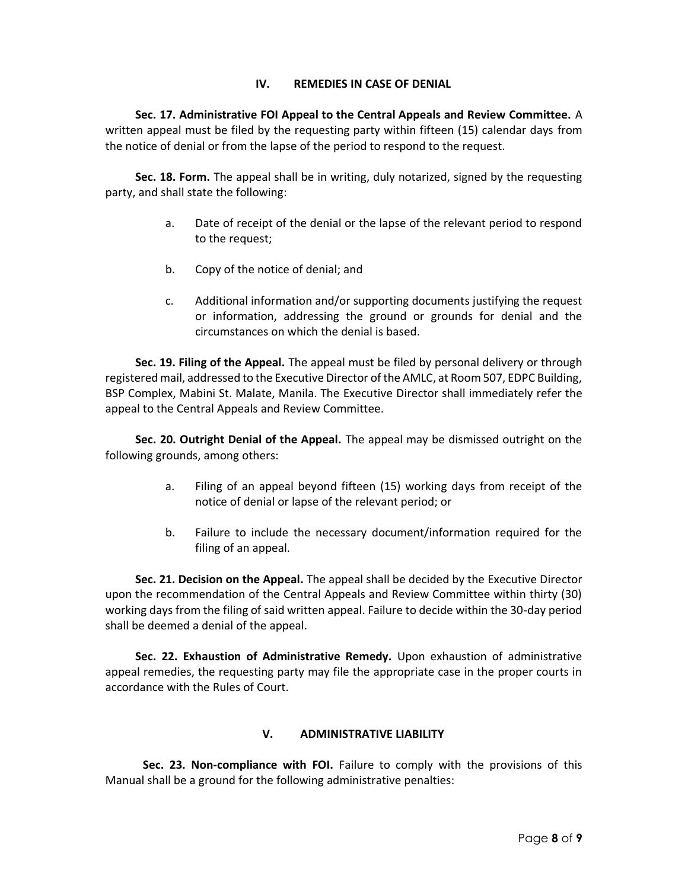## IV. REMEDIES IN CASE OF DENIAL

**Sec. 17. Administrative FOI Appeal to the Central Appeals and Review Committee.** A written appeal must be filed by the requesting party within fifteen (15) calendar days from the notice of denial or from the lapse of the period to respond to the request.

**Sec. 18. Form.** The appeal shall be in writing, duly notarized, signed by the requesting party, and shall state the following:

a. Date of receipt of the denial or the lapse of the relevant period to respond to the request;

b. Copy of the notice of denial; and

c. Additional information and/or supporting documents justifying the request or information, addressing the ground or grounds for denial and the circumstances on which the denial is based.

**Sec. 19. Filing of the Appeal.** The appeal must be filed by personal delivery or through registered mail, addressed to the Executive Director of the AMLC, at Room 507, EDPC Building, BSP Complex, Mabini St. Malate, Manila. The Executive Director shall immediately refer the appeal to the Central Appeals and Review Committee.

**Sec. 20. Outright Denial of the Appeal.** The appeal may be dismissed outright on the following grounds, among others:

a. Filing of an appeal beyond fifteen (15) working days from receipt of the notice of denial or lapse of the relevant period; or

b. Failure to include the necessary document/information required for the filing of an appeal.

**Sec. 21. Decision on the Appeal.** The appeal shall be decided by the Executive Director upon the recommendation of the Central Appeals and Review Committee within thirty (30) working days from the filing of said written appeal. Failure to decide within the 30-day period shall be deemed a denial of the appeal.

**Sec. 22. Exhaustion of Administrative Remedy.** Upon exhaustion of administrative appeal remedies, the requesting party may file the appropriate case in the proper courts in accordance with the Rules of Court.

## V. ADMINISTRATIVE LIABILITY

**Sec. 23. Non-compliance with FOI.** Failure to comply with the provisions of this Manual shall be a ground for the following administrative penalties: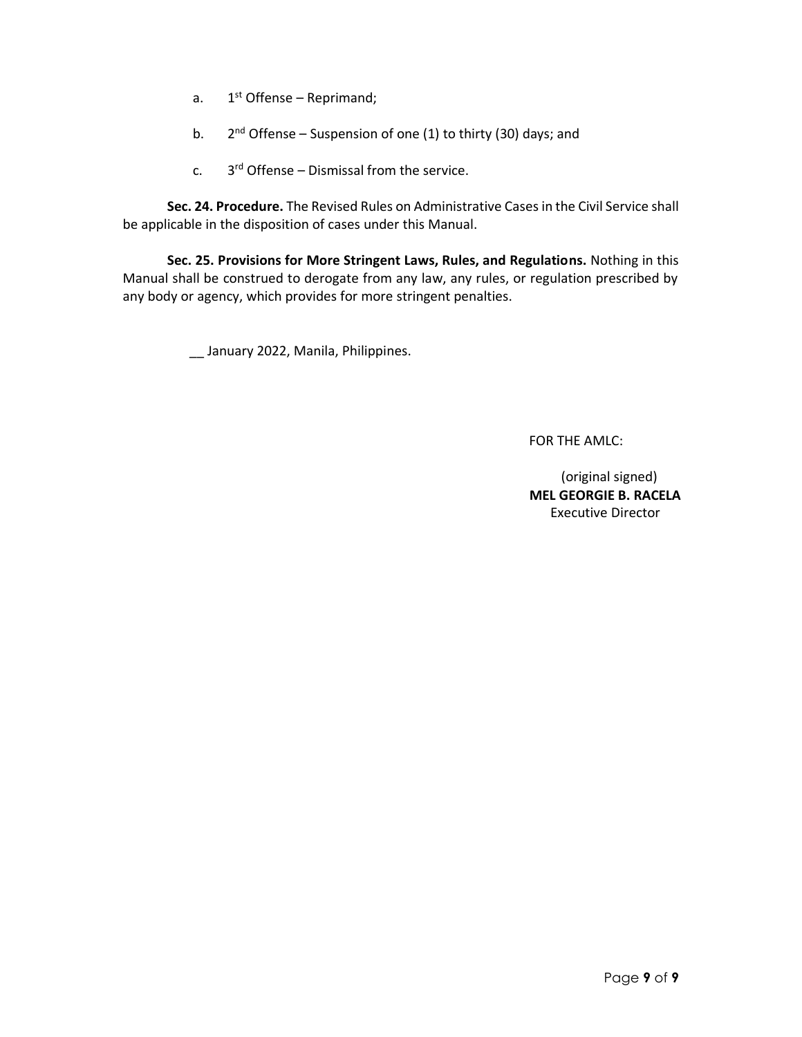a. 1st Offense – Reprimand;

b. 2nd Offense – Suspension of one (1) to thirty (30) days; and

c. 3rd Offense – Dismissal from the service.

**Sec. 24. Procedure.** The Revised Rules on Administrative Cases in the Civil Service shall be applicable in the disposition of cases under this Manual.

**Sec. 25. Provisions for More Stringent Laws, Rules, and Regulations.** Nothing in this Manual shall be construed to derogate from any law, any rules, or regulation prescribed by any body or agency, which provides for more stringent penalties.

__ January 2022, Manila, Philippines.

FOR THE AMLC:

(original signed)
**MEL GEORGIE B. RACELA**
Executive Director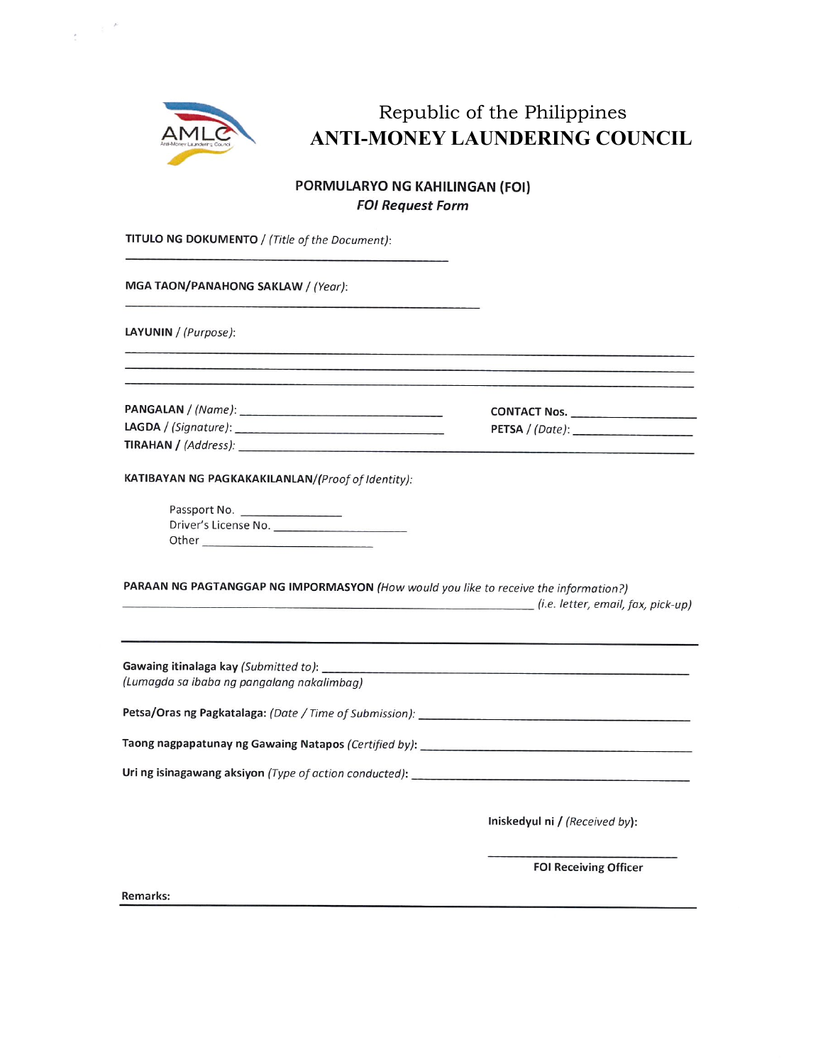Republic of the Philippines

# ANTI-MONEY LAUNDERING COUNCIL

## PORMULARYO NG KAHILINGAN (FOI)

***FOI Request Form***

**TITULO NG DOKUMENTO** / *(Title of the Document)*:

______________________________________________

**MGA TAON/PANAHONG SAKLAW** / *(Year)*:

______________________________________________

**LAYUNIN** / *(Purpose)*:

______________________________________________

______________________________________________

______________________________________________

**PANGALAN** / *(Name)*: ______________________________

**LAGDA** / *(Signature)*: ______________________________

**TIRAHAN** / *(Address)*: ______________________________

**CONTACT Nos.** ____________________

**PETSA** / *(Date)*: ____________________

**KATIBAYAN NG PAGKAKAKILANLAN/***(Proof of Identity)*:

Passport No. _______________

Driver's License No. ____________________

Other ____________________________

**PARAAN NG PAGTANGGAP NG IMPORMASYON** *(How would you like to receive the information?)*

______________________________________________ *(i.e. letter, email, fax, pick-up)*

---

**Gawaing itinalaga kay** *(Submitted to)*: ______________________________

*(Lumagda sa ibaba ng pangalang nakalimbag)*

**Petsa/Oras ng Pagkatalaga:** *(Date / Time of Submission)*: ______________________________

**Taong nagpapatunay ng Gawaing Natapos** *(Certified by)*: ______________________________

**Uri ng isinagawang aksiyon** *(Type of action conducted)*: ______________________________

**Iniskedyul ni /** *(Received by)*:

______________________________

**FOI Receiving Officer**

**Remarks:** ______________________________________________